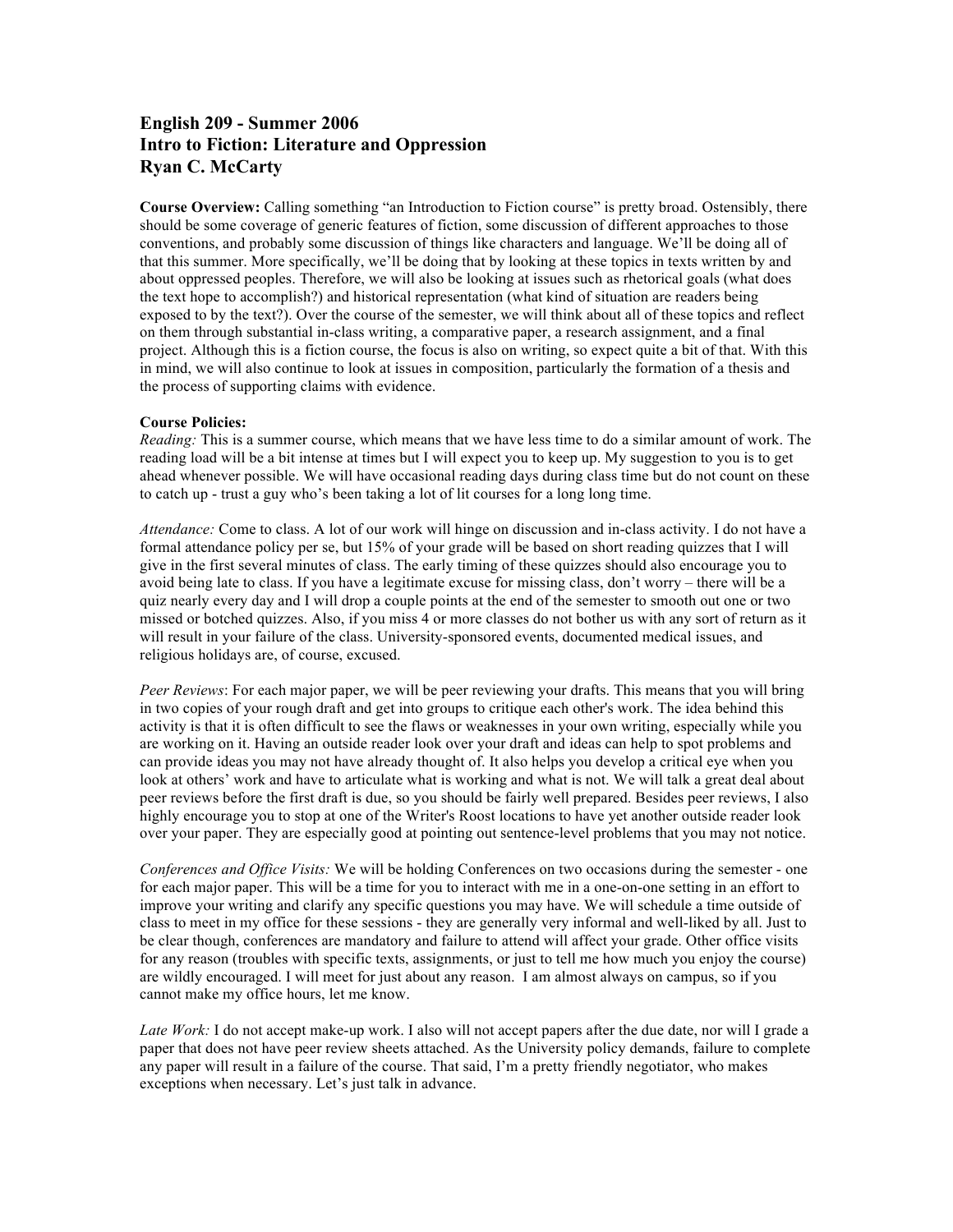# English 209 - Summer 2006
# Intro to Fiction: Literature and Oppression
# Ryan C. McCarty

**Course Overview:** Calling something "an Introduction to Fiction course" is pretty broad. Ostensibly, there should be some coverage of generic features of fiction, some discussion of different approaches to those conventions, and probably some discussion of things like characters and language. We'll be doing all of that this summer. More specifically, we'll be doing that by looking at these topics in texts written by and about oppressed peoples. Therefore, we will also be looking at issues such as rhetorical goals (what does the text hope to accomplish?) and historical representation (what kind of situation are readers being exposed to by the text?). Over the course of the semester, we will think about all of these topics and reflect on them through substantial in-class writing, a comparative paper, a research assignment, and a final project. Although this is a fiction course, the focus is also on writing, so expect quite a bit of that. With this in mind, we will also continue to look at issues in composition, particularly the formation of a thesis and the process of supporting claims with evidence.

**Course Policies:**

*Reading:* This is a summer course, which means that we have less time to do a similar amount of work. The reading load will be a bit intense at times but I will expect you to keep up. My suggestion to you is to get ahead whenever possible. We will have occasional reading days during class time but do not count on these to catch up - trust a guy who's been taking a lot of lit courses for a long long time.

*Attendance:* Come to class. A lot of our work will hinge on discussion and in-class activity. I do not have a formal attendance policy per se, but 15% of your grade will be based on short reading quizzes that I will give in the first several minutes of class. The early timing of these quizzes should also encourage you to avoid being late to class. If you have a legitimate excuse for missing class, don't worry – there will be a quiz nearly every day and I will drop a couple points at the end of the semester to smooth out one or two missed or botched quizzes. Also, if you miss 4 or more classes do not bother us with any sort of return as it will result in your failure of the class. University-sponsored events, documented medical issues, and religious holidays are, of course, excused.

*Peer Reviews*: For each major paper, we will be peer reviewing your drafts. This means that you will bring in two copies of your rough draft and get into groups to critique each other's work. The idea behind this activity is that it is often difficult to see the flaws or weaknesses in your own writing, especially while you are working on it. Having an outside reader look over your draft and ideas can help to spot problems and can provide ideas you may not have already thought of. It also helps you develop a critical eye when you look at others' work and have to articulate what is working and what is not. We will talk a great deal about peer reviews before the first draft is due, so you should be fairly well prepared. Besides peer reviews, I also highly encourage you to stop at one of the Writer's Roost locations to have yet another outside reader look over your paper. They are especially good at pointing out sentence-level problems that you may not notice.

*Conferences and Office Visits:* We will be holding Conferences on two occasions during the semester - one for each major paper. This will be a time for you to interact with me in a one-on-one setting in an effort to improve your writing and clarify any specific questions you may have. We will schedule a time outside of class to meet in my office for these sessions - they are generally very informal and well-liked by all. Just to be clear though, conferences are mandatory and failure to attend will affect your grade. Other office visits for any reason (troubles with specific texts, assignments, or just to tell me how much you enjoy the course) are wildly encouraged. I will meet for just about any reason. I am almost always on campus, so if you cannot make my office hours, let me know.

*Late Work:* I do not accept make-up work. I also will not accept papers after the due date, nor will I grade a paper that does not have peer review sheets attached. As the University policy demands, failure to complete any paper will result in a failure of the course. That said, I'm a pretty friendly negotiator, who makes exceptions when necessary. Let's just talk in advance.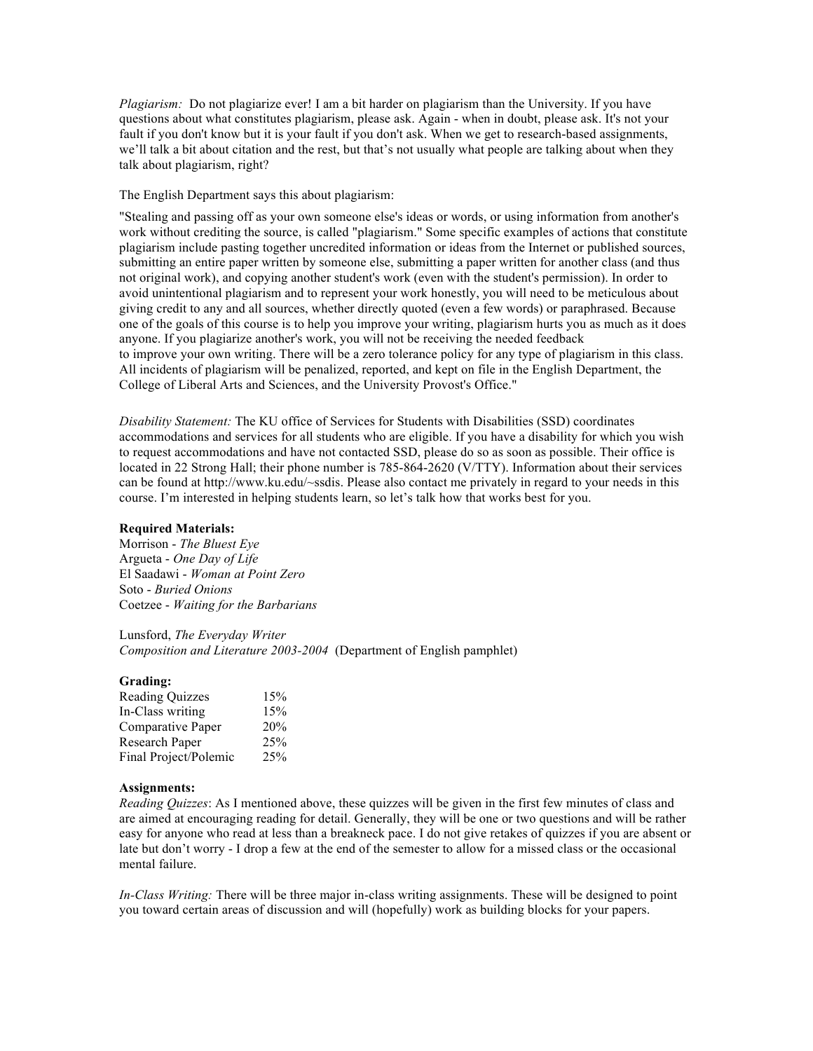*Plagiarism:* Do not plagiarize ever! I am a bit harder on plagiarism than the University. If you have questions about what constitutes plagiarism, please ask. Again - when in doubt, please ask. It's not your fault if you don't know but it is your fault if you don't ask. When we get to research-based assignments, we'll talk a bit about citation and the rest, but that's not usually what people are talking about when they talk about plagiarism, right?

The English Department says this about plagiarism:

"Stealing and passing off as your own someone else's ideas or words, or using information from another's work without crediting the source, is called "plagiarism." Some specific examples of actions that constitute plagiarism include pasting together uncredited information or ideas from the Internet or published sources, submitting an entire paper written by someone else, submitting a paper written for another class (and thus not original work), and copying another student's work (even with the student's permission). In order to avoid unintentional plagiarism and to represent your work honestly, you will need to be meticulous about giving credit to any and all sources, whether directly quoted (even a few words) or paraphrased. Because one of the goals of this course is to help you improve your writing, plagiarism hurts you as much as it does anyone. If you plagiarize another's work, you will not be receiving the needed feedback to improve your own writing. There will be a zero tolerance policy for any type of plagiarism in this class. All incidents of plagiarism will be penalized, reported, and kept on file in the English Department, the College of Liberal Arts and Sciences, and the University Provost's Office."

*Disability Statement:* The KU office of Services for Students with Disabilities (SSD) coordinates accommodations and services for all students who are eligible. If you have a disability for which you wish to request accommodations and have not contacted SSD, please do so as soon as possible. Their office is located in 22 Strong Hall; their phone number is 785-864-2620 (V/TTY). Information about their services can be found at http://www.ku.edu/~ssdis. Please also contact me privately in regard to your needs in this course. I'm interested in helping students learn, so let's talk how that works best for you.

**Required Materials:**
Morrison - *The Bluest Eye*
Argueta - *One Day of Life*
El Saadawi - *Woman at Point Zero*
Soto - *Buried Onions*
Coetzee - *Waiting for the Barbarians*

Lunsford, *The Everyday Writer*
*Composition and Literature 2003-2004* (Department of English pamphlet)

**Grading:**

| | |
|---|---|
| Reading Quizzes | 15% |
| In-Class writing | 15% |
| Comparative Paper | 20% |
| Research Paper | 25% |
| Final Project/Polemic | 25% |

**Assignments:**

*Reading Quizzes*: As I mentioned above, these quizzes will be given in the first few minutes of class and are aimed at encouraging reading for detail. Generally, they will be one or two questions and will be rather easy for anyone who read at less than a breakneck pace. I do not give retakes of quizzes if you are absent or late but don't worry - I drop a few at the end of the semester to allow for a missed class or the occasional mental failure.

*In-Class Writing:* There will be three major in-class writing assignments. These will be designed to point you toward certain areas of discussion and will (hopefully) work as building blocks for your papers.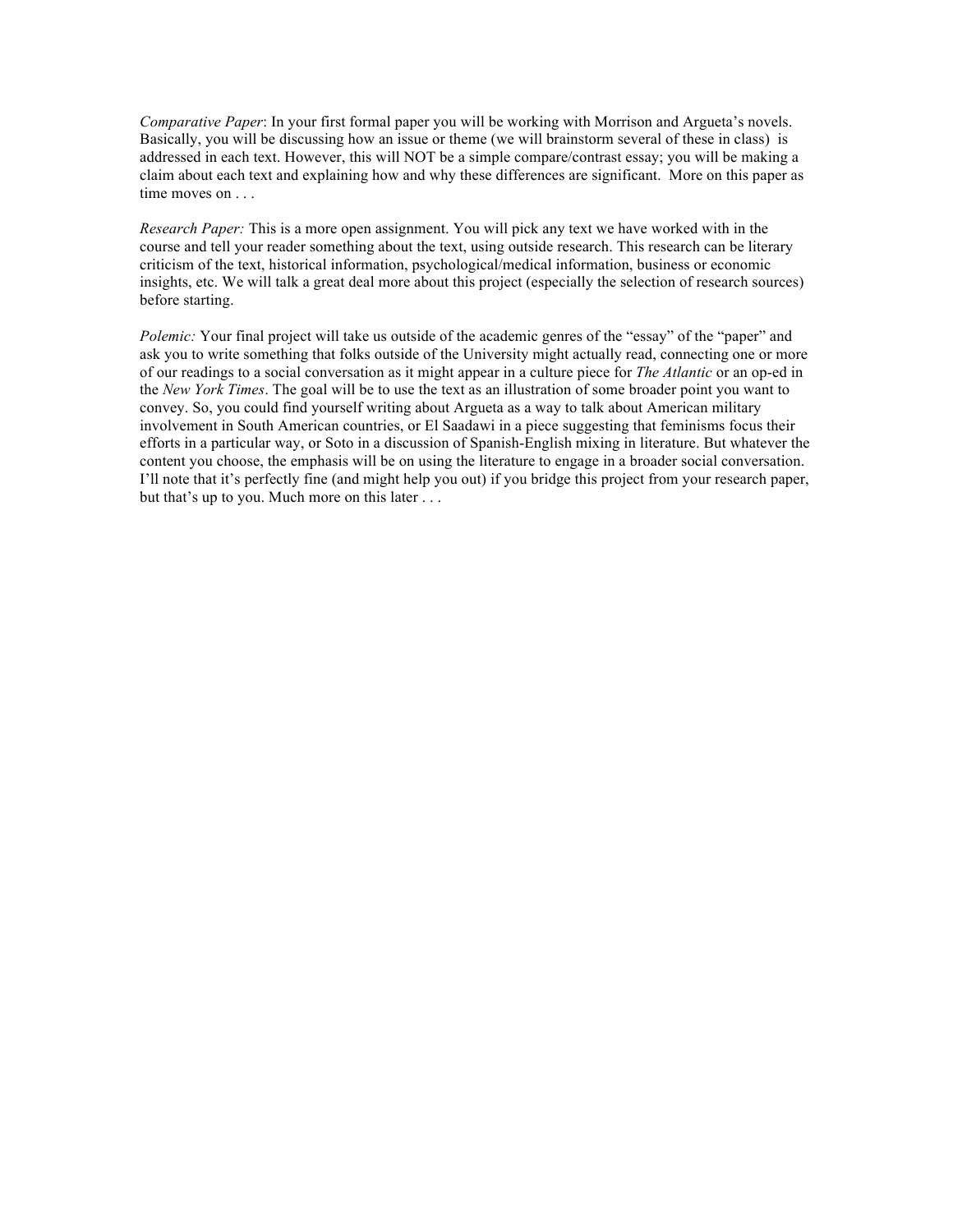*Comparative Paper*: In your first formal paper you will be working with Morrison and Argueta's novels. Basically, you will be discussing how an issue or theme (we will brainstorm several of these in class) is addressed in each text. However, this will NOT be a simple compare/contrast essay; you will be making a claim about each text and explaining how and why these differences are significant. More on this paper as time moves on . . .

*Research Paper:* This is a more open assignment. You will pick any text we have worked with in the course and tell your reader something about the text, using outside research. This research can be literary criticism of the text, historical information, psychological/medical information, business or economic insights, etc. We will talk a great deal more about this project (especially the selection of research sources) before starting.

*Polemic:* Your final project will take us outside of the academic genres of the "essay" of the "paper" and ask you to write something that folks outside of the University might actually read, connecting one or more of our readings to a social conversation as it might appear in a culture piece for *The Atlantic* or an op-ed in the *New York Times*. The goal will be to use the text as an illustration of some broader point you want to convey. So, you could find yourself writing about Argueta as a way to talk about American military involvement in South American countries, or El Saadawi in a piece suggesting that feminisms focus their efforts in a particular way, or Soto in a discussion of Spanish-English mixing in literature. But whatever the content you choose, the emphasis will be on using the literature to engage in a broader social conversation. I'll note that it's perfectly fine (and might help you out) if you bridge this project from your research paper, but that's up to you. Much more on this later . . .